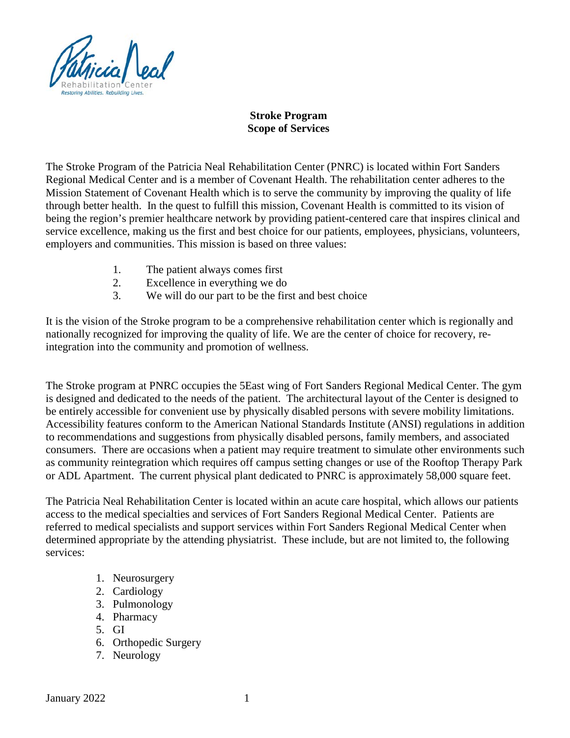**Stroke Program**
**Scope of Services**

The Stroke Program of the Patricia Neal Rehabilitation Center (PNRC) is located within Fort Sanders Regional Medical Center and is a member of Covenant Health. The rehabilitation center adheres to the Mission Statement of Covenant Health which is to serve the community by improving the quality of life through better health. In the quest to fulfill this mission, Covenant Health is committed to its vision of being the region's premier healthcare network by providing patient-centered care that inspires clinical and service excellence, making us the first and best choice for our patients, employees, physicians, volunteers, employers and communities. This mission is based on three values:

1. The patient always comes first
2. Excellence in everything we do
3. We will do our part to be the first and best choice

It is the vision of the Stroke program to be a comprehensive rehabilitation center which is regionally and nationally recognized for improving the quality of life. We are the center of choice for recovery, re-integration into the community and promotion of wellness.

The Stroke program at PNRC occupies the 5East wing of Fort Sanders Regional Medical Center. The gym is designed and dedicated to the needs of the patient. The architectural layout of the Center is designed to be entirely accessible for convenient use by physically disabled persons with severe mobility limitations. Accessibility features conform to the American National Standards Institute (ANSI) regulations in addition to recommendations and suggestions from physically disabled persons, family members, and associated consumers. There are occasions when a patient may require treatment to simulate other environments such as community reintegration which requires off campus setting changes or use of the Rooftop Therapy Park or ADL Apartment. The current physical plant dedicated to PNRC is approximately 58,000 square feet.

The Patricia Neal Rehabilitation Center is located within an acute care hospital, which allows our patients access to the medical specialties and services of Fort Sanders Regional Medical Center. Patients are referred to medical specialists and support services within Fort Sanders Regional Medical Center when determined appropriate by the attending physiatrist. These include, but are not limited to, the following services:

1. Neurosurgery
2. Cardiology
3. Pulmonology
4. Pharmacy
5. GI
6. Orthopedic Surgery
7. Neurology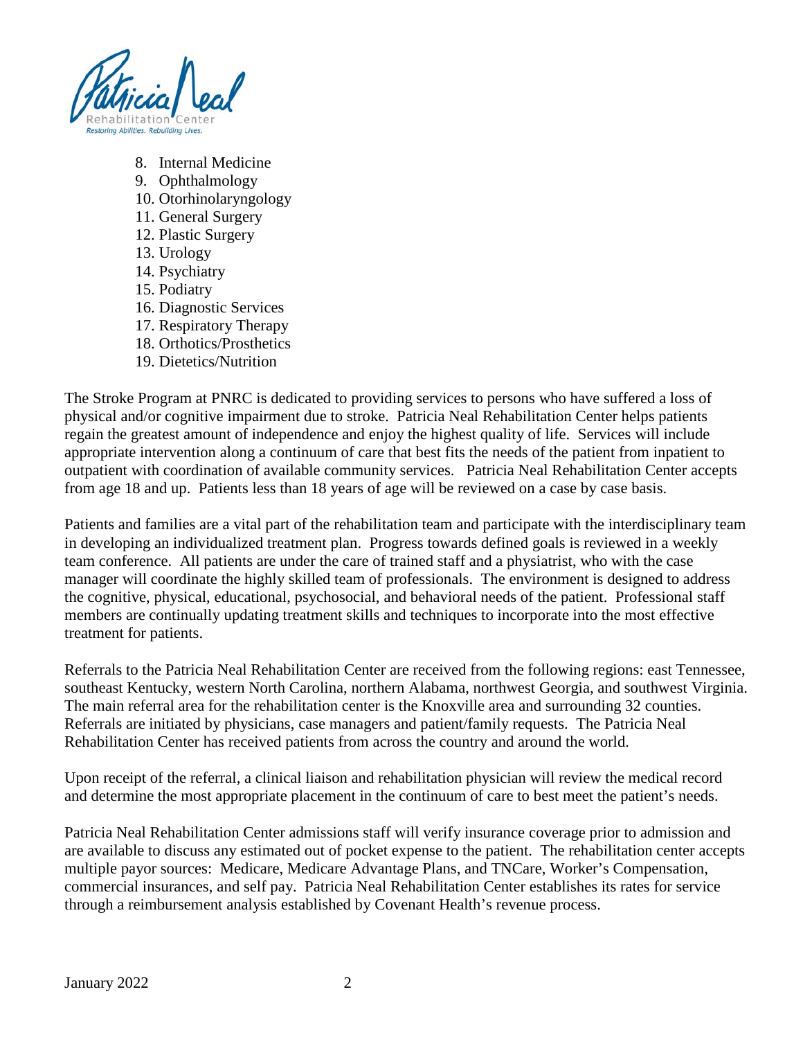8. Internal Medicine
9. Ophthalmology
10. Otorhinolaryngology
11. General Surgery
12. Plastic Surgery
13. Urology
14. Psychiatry
15. Podiatry
16. Diagnostic Services
17. Respiratory Therapy
18. Orthotics/Prosthetics
19. Dietetics/Nutrition

The Stroke Program at PNRC is dedicated to providing services to persons who have suffered a loss of physical and/or cognitive impairment due to stroke. Patricia Neal Rehabilitation Center helps patients regain the greatest amount of independence and enjoy the highest quality of life. Services will include appropriate intervention along a continuum of care that best fits the needs of the patient from inpatient to outpatient with coordination of available community services. Patricia Neal Rehabilitation Center accepts from age 18 and up. Patients less than 18 years of age will be reviewed on a case by case basis.

Patients and families are a vital part of the rehabilitation team and participate with the interdisciplinary team in developing an individualized treatment plan. Progress towards defined goals is reviewed in a weekly team conference. All patients are under the care of trained staff and a physiatrist, who with the case manager will coordinate the highly skilled team of professionals. The environment is designed to address the cognitive, physical, educational, psychosocial, and behavioral needs of the patient. Professional staff members are continually updating treatment skills and techniques to incorporate into the most effective treatment for patients.

Referrals to the Patricia Neal Rehabilitation Center are received from the following regions: east Tennessee, southeast Kentucky, western North Carolina, northern Alabama, northwest Georgia, and southwest Virginia. The main referral area for the rehabilitation center is the Knoxville area and surrounding 32 counties. Referrals are initiated by physicians, case managers and patient/family requests. The Patricia Neal Rehabilitation Center has received patients from across the country and around the world.

Upon receipt of the referral, a clinical liaison and rehabilitation physician will review the medical record and determine the most appropriate placement in the continuum of care to best meet the patient's needs.

Patricia Neal Rehabilitation Center admissions staff will verify insurance coverage prior to admission and are available to discuss any estimated out of pocket expense to the patient. The rehabilitation center accepts multiple payor sources: Medicare, Medicare Advantage Plans, and TNCare, Worker's Compensation, commercial insurances, and self pay. Patricia Neal Rehabilitation Center establishes its rates for service through a reimbursement analysis established by Covenant Health's revenue process.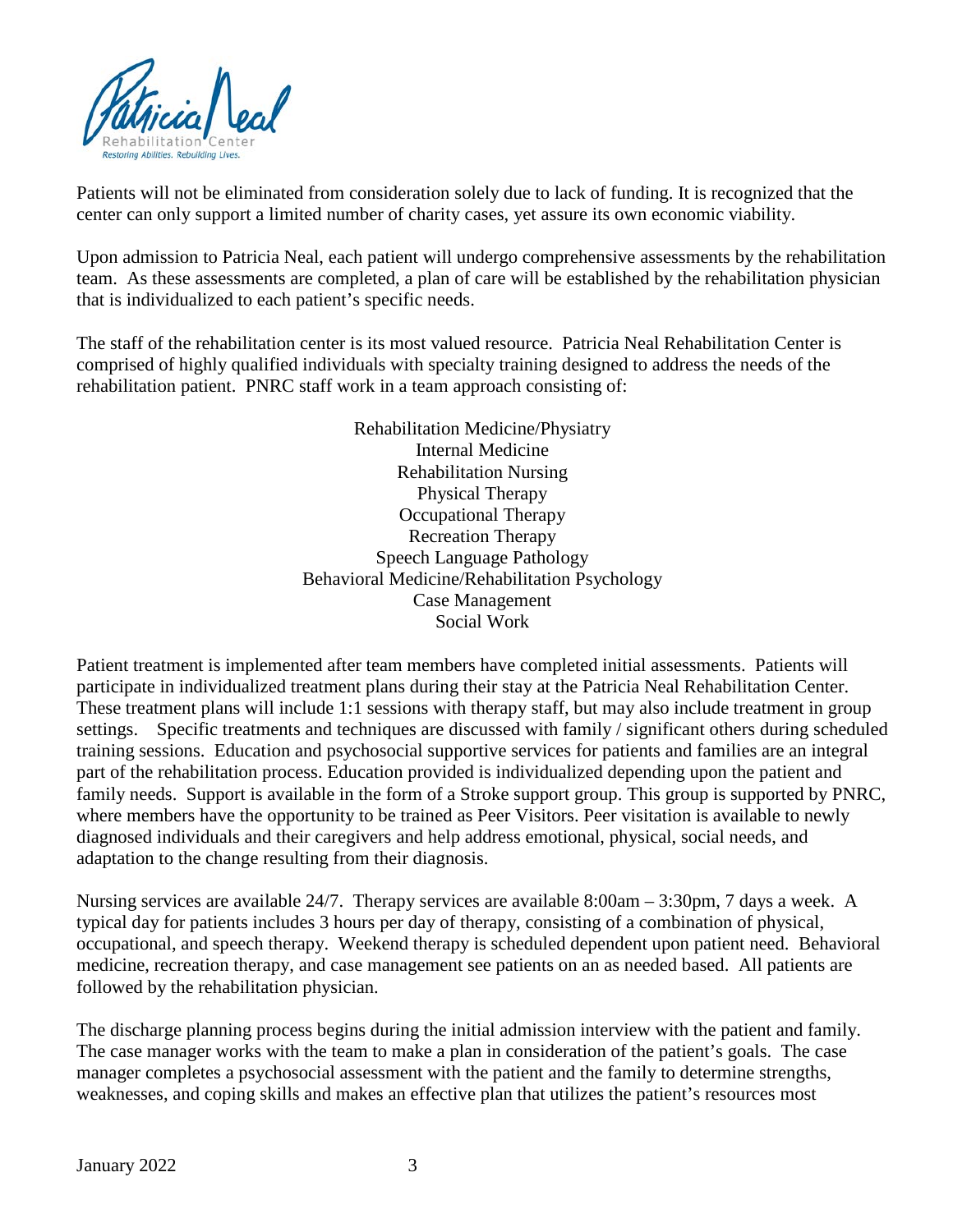Patients will not be eliminated from consideration solely due to lack of funding. It is recognized that the center can only support a limited number of charity cases, yet assure its own economic viability.

Upon admission to Patricia Neal, each patient will undergo comprehensive assessments by the rehabilitation team. As these assessments are completed, a plan of care will be established by the rehabilitation physician that is individualized to each patient's specific needs.

The staff of the rehabilitation center is its most valued resource. Patricia Neal Rehabilitation Center is comprised of highly qualified individuals with specialty training designed to address the needs of the rehabilitation patient. PNRC staff work in a team approach consisting of:

Rehabilitation Medicine/Physiatry
Internal Medicine
Rehabilitation Nursing
Physical Therapy
Occupational Therapy
Recreation Therapy
Speech Language Pathology
Behavioral Medicine/Rehabilitation Psychology
Case Management
Social Work

Patient treatment is implemented after team members have completed initial assessments. Patients will participate in individualized treatment plans during their stay at the Patricia Neal Rehabilitation Center. These treatment plans will include 1:1 sessions with therapy staff, but may also include treatment in group settings. Specific treatments and techniques are discussed with family / significant others during scheduled training sessions. Education and psychosocial supportive services for patients and families are an integral part of the rehabilitation process. Education provided is individualized depending upon the patient and family needs. Support is available in the form of a Stroke support group. This group is supported by PNRC, where members have the opportunity to be trained as Peer Visitors. Peer visitation is available to newly diagnosed individuals and their caregivers and help address emotional, physical, social needs, and adaptation to the change resulting from their diagnosis.

Nursing services are available 24/7. Therapy services are available 8:00am – 3:30pm, 7 days a week. A typical day for patients includes 3 hours per day of therapy, consisting of a combination of physical, occupational, and speech therapy. Weekend therapy is scheduled dependent upon patient need. Behavioral medicine, recreation therapy, and case management see patients on an as needed based. All patients are followed by the rehabilitation physician.

The discharge planning process begins during the initial admission interview with the patient and family. The case manager works with the team to make a plan in consideration of the patient's goals. The case manager completes a psychosocial assessment with the patient and the family to determine strengths, weaknesses, and coping skills and makes an effective plan that utilizes the patient's resources most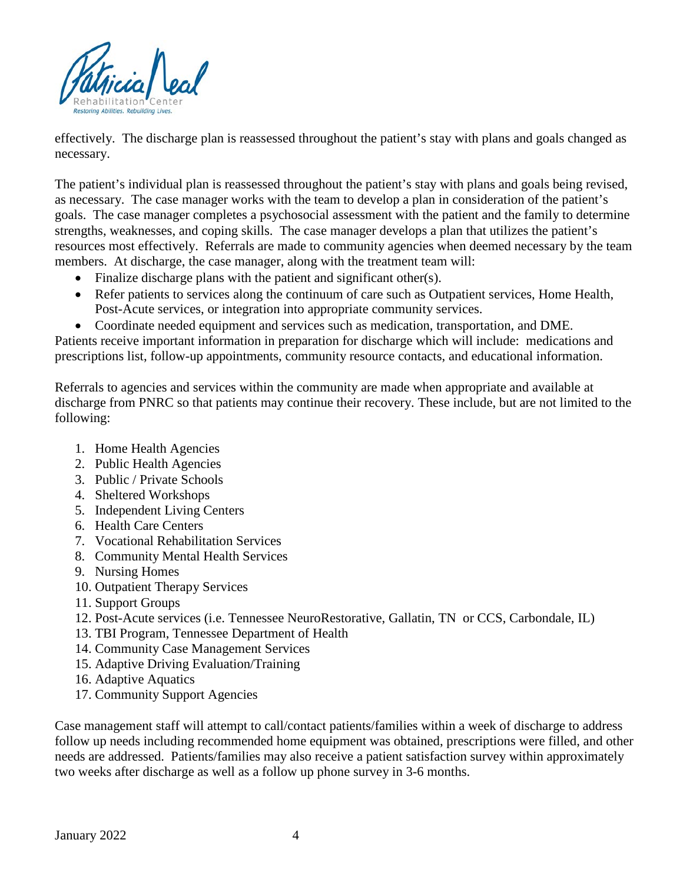effectively. The discharge plan is reassessed throughout the patient's stay with plans and goals changed as necessary.

The patient's individual plan is reassessed throughout the patient's stay with plans and goals being revised, as necessary. The case manager works with the team to develop a plan in consideration of the patient's goals. The case manager completes a psychosocial assessment with the patient and the family to determine strengths, weaknesses, and coping skills. The case manager develops a plan that utilizes the patient's resources most effectively. Referrals are made to community agencies when deemed necessary by the team members. At discharge, the case manager, along with the treatment team will:

- Finalize discharge plans with the patient and significant other(s).
- Refer patients to services along the continuum of care such as Outpatient services, Home Health, Post-Acute services, or integration into appropriate community services.
- Coordinate needed equipment and services such as medication, transportation, and DME.

Patients receive important information in preparation for discharge which will include: medications and prescriptions list, follow-up appointments, community resource contacts, and educational information.

Referrals to agencies and services within the community are made when appropriate and available at discharge from PNRC so that patients may continue their recovery. These include, but are not limited to the following:

1. Home Health Agencies
2. Public Health Agencies
3. Public / Private Schools
4. Sheltered Workshops
5. Independent Living Centers
6. Health Care Centers
7. Vocational Rehabilitation Services
8. Community Mental Health Services
9. Nursing Homes
10. Outpatient Therapy Services
11. Support Groups
12. Post-Acute services (i.e. Tennessee NeuroRestorative, Gallatin, TN or CCS, Carbondale, IL)
13. TBI Program, Tennessee Department of Health
14. Community Case Management Services
15. Adaptive Driving Evaluation/Training
16. Adaptive Aquatics
17. Community Support Agencies

Case management staff will attempt to call/contact patients/families within a week of discharge to address follow up needs including recommended home equipment was obtained, prescriptions were filled, and other needs are addressed. Patients/families may also receive a patient satisfaction survey within approximately two weeks after discharge as well as a follow up phone survey in 3-6 months.